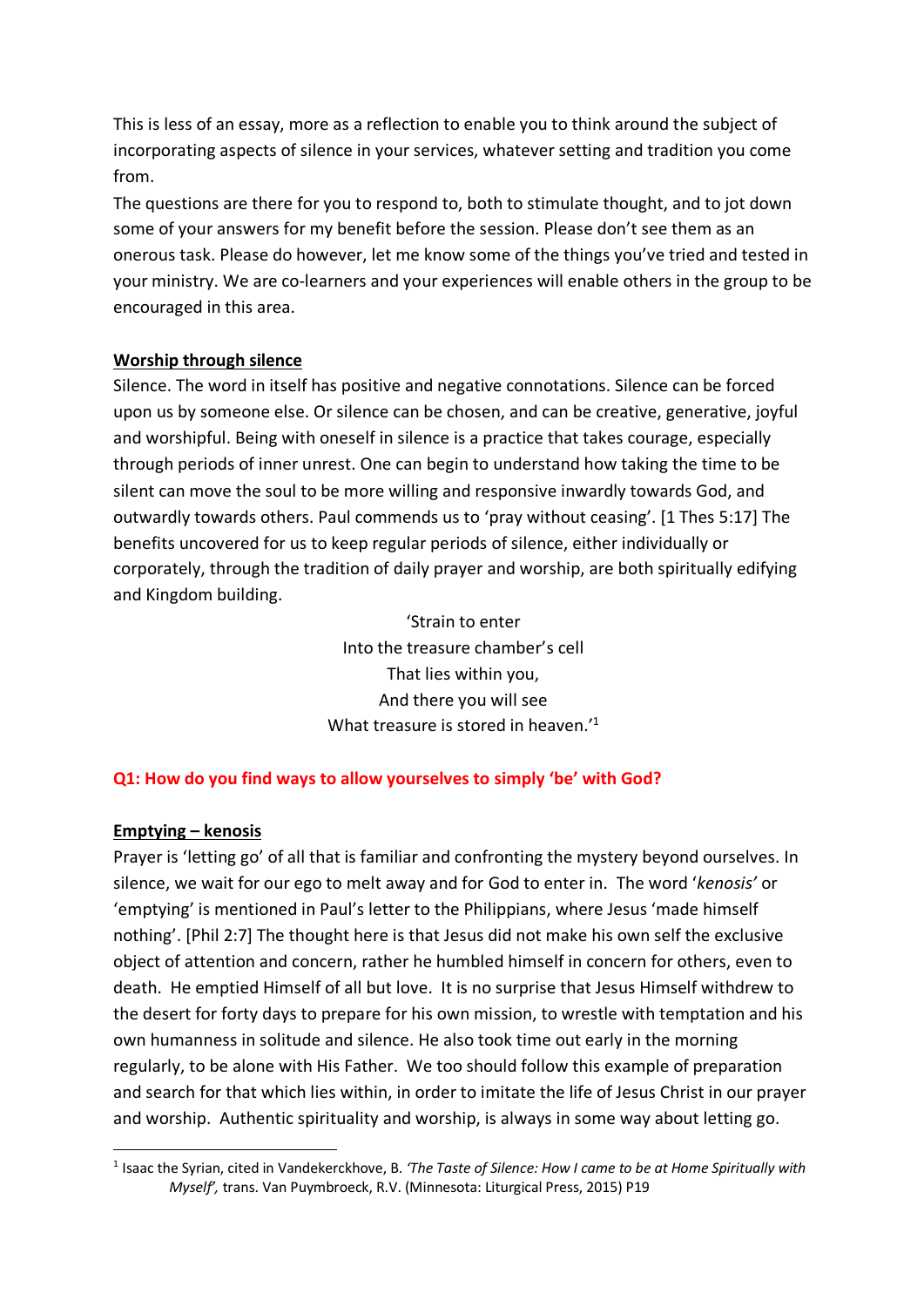This is less of an essay, more as a reflection to enable you to think around the subject of incorporating aspects of silence in your services, whatever setting and tradition you come from.

The questions are there for you to respond to, both to stimulate thought, and to jot down some of your answers for my benefit before the session. Please don't see them as an onerous task. Please do however, let me know some of the things you've tried and tested in your ministry. We are co-learners and your experiences will enable others in the group to be encouraged in this area.

**Worship through silence**

Silence. The word in itself has positive and negative connotations. Silence can be forced upon us by someone else. Or silence can be chosen, and can be creative, generative, joyful and worshipful. Being with oneself in silence is a practice that takes courage, especially through periods of inner unrest. One can begin to understand how taking the time to be silent can move the soul to be more willing and responsive inwardly towards God, and outwardly towards others. Paul commends us to 'pray without ceasing'. [1 Thes 5:17] The benefits uncovered for us to keep regular periods of silence, either individually or corporately, through the tradition of daily prayer and worship, are both spiritually edifying and Kingdom building.

'Strain to enter  
Into the treasure chamber's cell  
That lies within you,  
And there you will see  
What treasure is stored in heaven.'[1]

**Q1: How do you find ways to allow yourselves to simply 'be' with God?**

**Emptying – kenosis**

Prayer is 'letting go' of all that is familiar and confronting the mystery beyond ourselves. In silence, we wait for our ego to melt away and for God to enter in. The word '*kenosis*' or 'emptying' is mentioned in Paul's letter to the Philippians, where Jesus 'made himself nothing'. [Phil 2:7] The thought here is that Jesus did not make his own self the exclusive object of attention and concern, rather he humbled himself in concern for others, even to death. He emptied Himself of all but love. It is no surprise that Jesus Himself withdrew to the desert for forty days to prepare for his own mission, to wrestle with temptation and his own humanness in solitude and silence. He also took time out early in the morning regularly, to be alone with His Father. We too should follow this example of preparation and search for that which lies within, in order to imitate the life of Jesus Christ in our prayer and worship. Authentic spirituality and worship, is always in some way about letting go.

---

[1] Isaac the Syrian, cited in Vandekerckhove, B. *'The Taste of Silence: How I came to be at Home Spiritually with Myself',* trans. Van Puymbroeck, R.V. (Minnesota: Liturgical Press, 2015) P19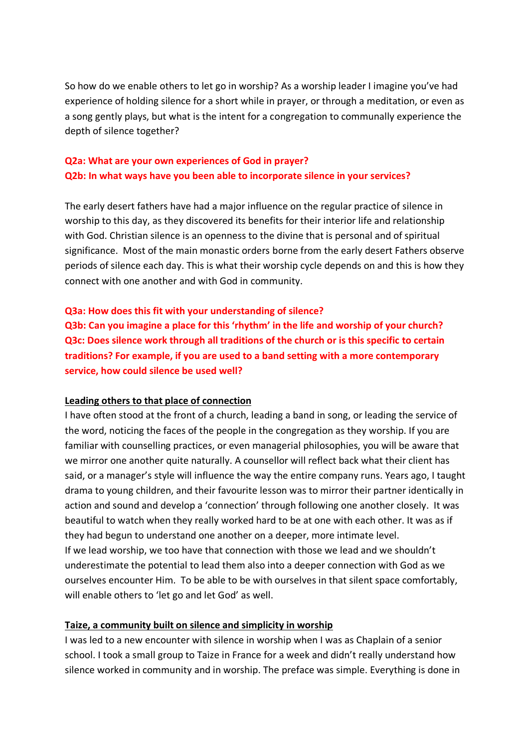So how do we enable others to let go in worship? As a worship leader I imagine you've had experience of holding silence for a short while in prayer, or through a meditation, or even as a song gently plays, but what is the intent for a congregation to communally experience the depth of silence together?

**Q2a: What are your own experiences of God in prayer?**
**Q2b: In what ways have you been able to incorporate silence in your services?**

The early desert fathers have had a major influence on the regular practice of silence in worship to this day, as they discovered its benefits for their interior life and relationship with God. Christian silence is an openness to the divine that is personal and of spiritual significance. Most of the main monastic orders borne from the early desert Fathers observe periods of silence each day. This is what their worship cycle depends on and this is how they connect with one another and with God in community.

**Q3a: How does this fit with your understanding of silence?**
**Q3b: Can you imagine a place for this 'rhythm' in the life and worship of your church?**
**Q3c: Does silence work through all traditions of the church or is this specific to certain traditions? For example, if you are used to a band setting with a more contemporary service, how could silence be used well?**

**Leading others to that place of connection**

I have often stood at the front of a church, leading a band in song, or leading the service of the word, noticing the faces of the people in the congregation as they worship. If you are familiar with counselling practices, or even managerial philosophies, you will be aware that we mirror one another quite naturally. A counsellor will reflect back what their client has said, or a manager's style will influence the way the entire company runs. Years ago, I taught drama to young children, and their favourite lesson was to mirror their partner identically in action and sound and develop a 'connection' through following one another closely. It was beautiful to watch when they really worked hard to be at one with each other. It was as if they had begun to understand one another on a deeper, more intimate level.
If we lead worship, we too have that connection with those we lead and we shouldn't underestimate the potential to lead them also into a deeper connection with God as we ourselves encounter Him. To be able to be with ourselves in that silent space comfortably, will enable others to 'let go and let God' as well.

**Taize, a community built on silence and simplicity in worship**

I was led to a new encounter with silence in worship when I was as Chaplain of a senior school. I took a small group to Taize in France for a week and didn't really understand how silence worked in community and in worship. The preface was simple. Everything is done in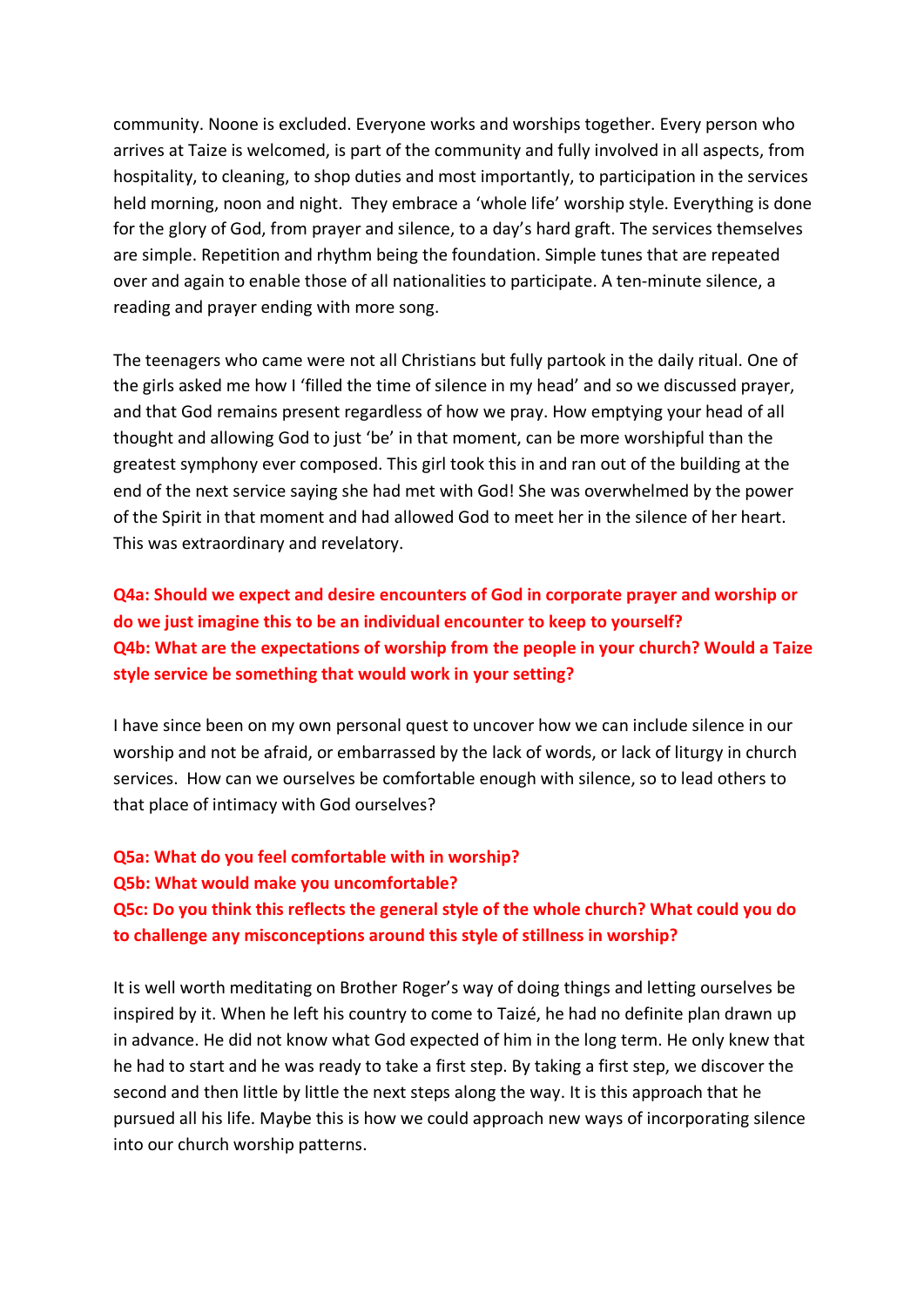community. Noone is excluded. Everyone works and worships together. Every person who arrives at Taize is welcomed, is part of the community and fully involved in all aspects, from hospitality, to cleaning, to shop duties and most importantly, to participation in the services held morning, noon and night. They embrace a 'whole life' worship style. Everything is done for the glory of God, from prayer and silence, to a day's hard graft. The services themselves are simple. Repetition and rhythm being the foundation. Simple tunes that are repeated over and over again to enable those of all nationalities to participate. A ten-minute silence, a reading and prayer ending with more song.

The teenagers who came were not all Christians but fully partook in the daily ritual. One of the girls asked me how I 'filled the time of silence in my head' and so we discussed prayer, and that God remains present regardless of how we pray. How emptying your head of all thought and allowing God to just 'be' in that moment, can be more worshipful than the greatest symphony ever composed. This girl took this in and ran out of the building at the end of the next service saying she had met with God! She was overwhelmed by the power of the Spirit in that moment and had allowed God to meet her in the silence of her heart. This was extraordinary and revelatory.

**Q4a: Should we expect and desire encounters of God in corporate prayer and worship or do we just imagine this to be an individual encounter to keep to yourself?**
**Q4b: What are the expectations of worship from the people in your church? Would a Taize style service be something that would work in your setting?**

I have since been on my own personal quest to uncover how we can include silence in our worship and not be afraid, or embarrassed by the lack of words, or lack of liturgy in church services. How can we ourselves be comfortable enough with silence, so to lead others to that place of intimacy with God ourselves?

**Q5a: What do you feel comfortable with in worship?**
**Q5b: What would make you uncomfortable?**
**Q5c: Do you think this reflects the general style of the whole church? What could you do to challenge any misconceptions around this style of stillness in worship?**

It is well worth meditating on Brother Roger's way of doing things and letting ourselves be inspired by it. When he left his country to come to Taizé, he had no definite plan drawn up in advance. He did not know what God expected of him in the long term. He only knew that he had to start and he was ready to take a first step. By taking a first step, we discover the second and then little by little the next steps along the way. It is this approach that he pursued all his life. Maybe this is how we could approach new ways of incorporating silence into our church worship patterns.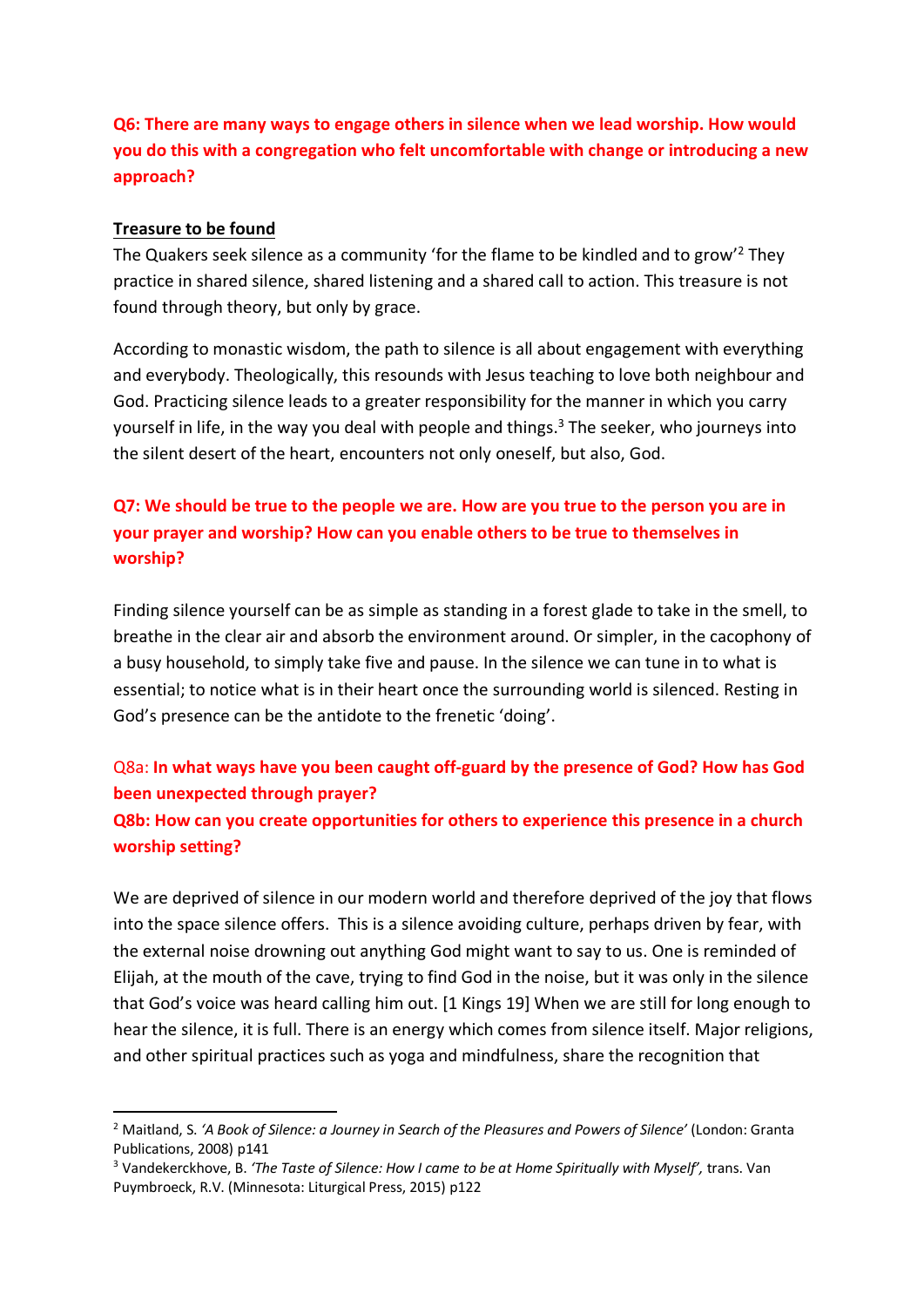**Q6: There are many ways to engage others in silence when we lead worship. How would you do this with a congregation who felt uncomfortable with change or introducing a new approach?**

**Treasure to be found**

The Quakers seek silence as a community 'for the flame to be kindled and to grow'[2] They practice in shared silence, shared listening and a shared call to action. This treasure is not found through theory, but only by grace.

According to monastic wisdom, the path to silence is all about engagement with everything and everybody. Theologically, this resounds with Jesus teaching to love both neighbour and God. Practicing silence leads to a greater responsibility for the manner in which you carry yourself in life, in the way you deal with people and things.[3] The seeker, who journeys into the silent desert of the heart, encounters not only oneself, but also, God.

**Q7: We should be true to the people we are. How are you true to the person you are in your prayer and worship? How can you enable others to be true to themselves in worship?**

Finding silence yourself can be as simple as standing in a forest glade to take in the smell, to breathe in the clear air and absorb the environment around. Or simpler, in the cacophony of a busy household, to simply take five and pause. In the silence we can tune in to what is essential; to notice what is in their heart once the surrounding world is silenced. Resting in God's presence can be the antidote to the frenetic 'doing'.

Q8a: **In what ways have you been caught off-guard by the presence of God? How has God been unexpected through prayer?**

**Q8b: How can you create opportunities for others to experience this presence in a church worship setting?**

We are deprived of silence in our modern world and therefore deprived of the joy that flows into the space silence offers. This is a silence avoiding culture, perhaps driven by fear, with the external noise drowning out anything God might want to say to us. One is reminded of Elijah, at the mouth of the cave, trying to find God in the noise, but it was only in the silence that God's voice was heard calling him out. [1 Kings 19] When we are still for long enough to hear the silence, it is full. There is an energy which comes from silence itself. Major religions, and other spiritual practices such as yoga and mindfulness, share the recognition that

---

[2] Maitland, S. *'A Book of Silence: a Journey in Search of the Pleasures and Powers of Silence'* (London: Granta Publications, 2008) p141

[3] Vandekerckhove, B. *'The Taste of Silence: How I came to be at Home Spiritually with Myself',* trans. Van Puymbroeck, R.V. (Minnesota: Liturgical Press, 2015) p122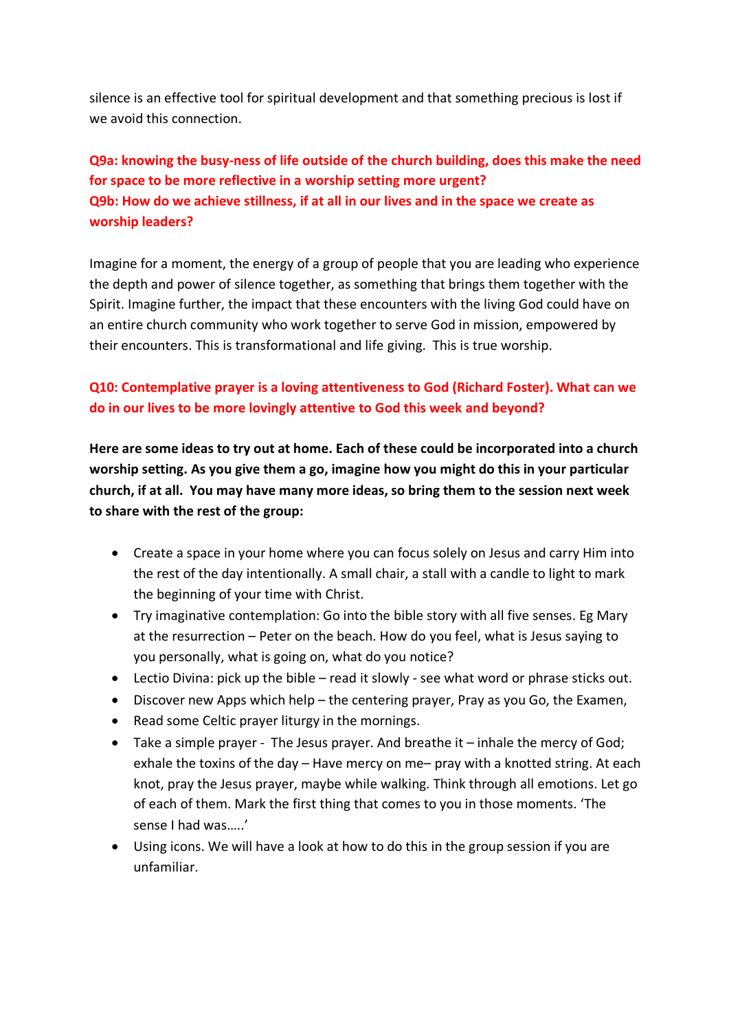silence is an effective tool for spiritual development and that something precious is lost if we avoid this connection.

**Q9a: knowing the busy-ness of life outside of the church building, does this make the need for space to be more reflective in a worship setting more urgent?**
**Q9b: How do we achieve stillness, if at all in our lives and in the space we create as worship leaders?**

Imagine for a moment, the energy of a group of people that you are leading who experience the depth and power of silence together, as something that brings them together with the Spirit. Imagine further, the impact that these encounters with the living God could have on an entire church community who work together to serve God in mission, empowered by their encounters. This is transformational and life giving. This is true worship.

**Q10: Contemplative prayer is a loving attentiveness to God (Richard Foster). What can we do in our lives to be more lovingly attentive to God this week and beyond?**

**Here are some ideas to try out at home. Each of these could be incorporated into a church worship setting. As you give them a go, imagine how you might do this in your particular church, if at all. You may have many more ideas, so bring them to the session next week to share with the rest of the group:**

- Create a space in your home where you can focus solely on Jesus and carry Him into the rest of the day intentionally. A small chair, a stall with a candle to light to mark the beginning of your time with Christ.
- Try imaginative contemplation: Go into the bible story with all five senses. Eg Mary at the resurrection – Peter on the beach. How do you feel, what is Jesus saying to you personally, what is going on, what do you notice?
- Lectio Divina: pick up the bible – read it slowly - see what word or phrase sticks out.
- Discover new Apps which help – the centering prayer, Pray as you Go, the Examen,
- Read some Celtic prayer liturgy in the mornings.
- Take a simple prayer - The Jesus prayer. And breathe it – inhale the mercy of God; exhale the toxins of the day – Have mercy on me– pray with a knotted string. At each knot, pray the Jesus prayer, maybe while walking. Think through all emotions. Let go of each of them. Mark the first thing that comes to you in those moments. 'The sense I had was…..'
- Using icons. We will have a look at how to do this in the group session if you are unfamiliar.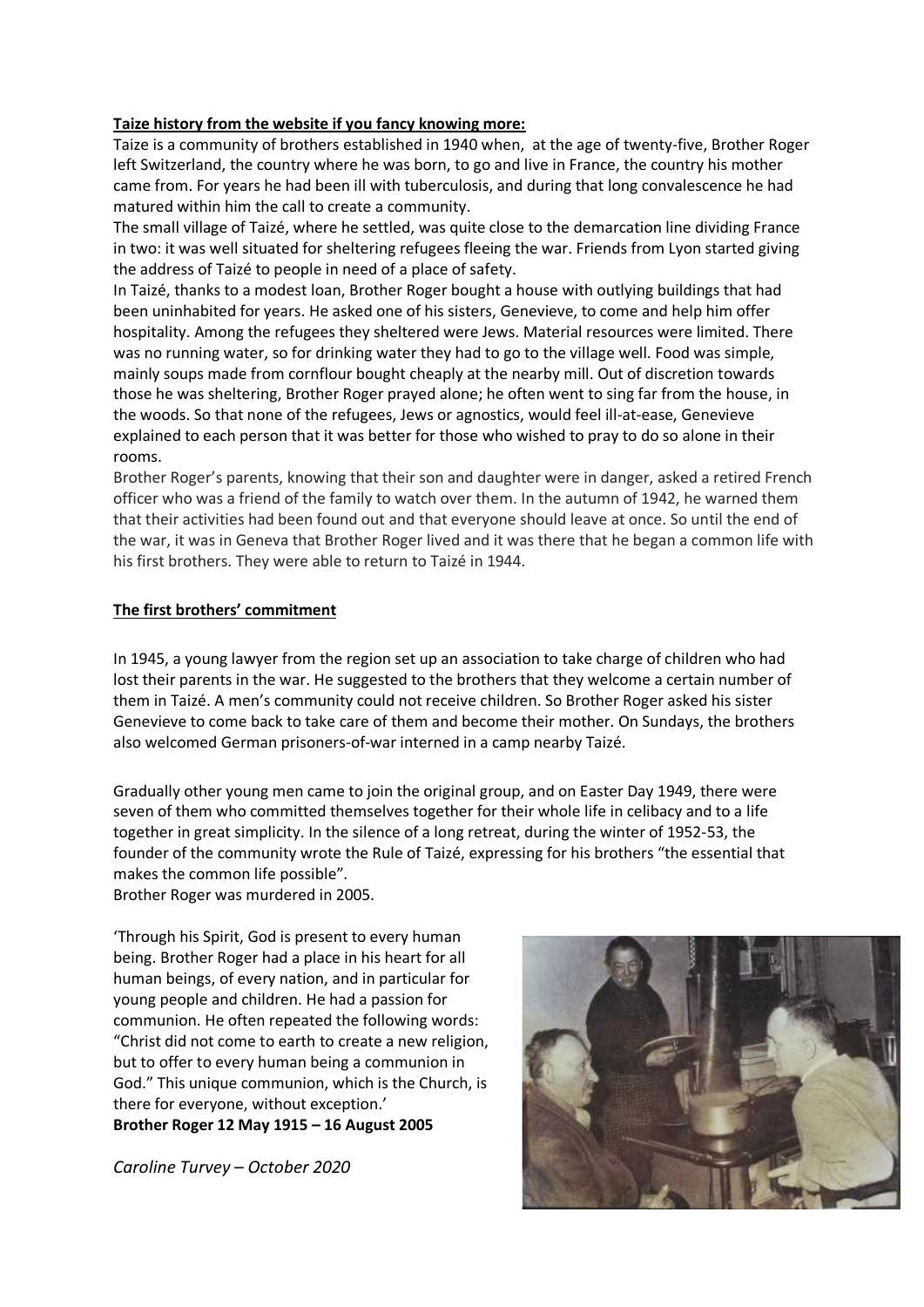**Taize history from the website if you fancy knowing more:**

Taize is a community of brothers established in 1940 when, at the age of twenty-five, Brother Roger left Switzerland, the country where he was born, to go and live in France, the country his mother came from. For years he had been ill with tuberculosis, and during that long convalescence he had matured within him the call to create a community.

The small village of Taizé, where he settled, was quite close to the demarcation line dividing France in two: it was well situated for sheltering refugees fleeing the war. Friends from Lyon started giving the address of Taizé to people in need of a place of safety.

In Taizé, thanks to a modest loan, Brother Roger bought a house with outlying buildings that had been uninhabited for years. He asked one of his sisters, Genevieve, to come and help him offer hospitality. Among the refugees they sheltered were Jews. Material resources were limited. There was no running water, so for drinking water they had to go to the village well. Food was simple, mainly soups made from cornflour bought cheaply at the nearby mill. Out of discretion towards those he was sheltering, Brother Roger prayed alone; he often went to sing far from the house, in the woods. So that none of the refugees, Jews or agnostics, would feel ill-at-ease, Genevieve explained to each person that it was better for those who wished to pray to do so alone in their rooms.

Brother Roger's parents, knowing that their son and daughter were in danger, asked a retired French officer who was a friend of the family to watch over them. In the autumn of 1942, he warned them that their activities had been found out and that everyone should leave at once. So until the end of the war, it was in Geneva that Brother Roger lived and it was there that he began a common life with his first brothers. They were able to return to Taizé in 1944.

**The first brothers' commitment**

In 1945, a young lawyer from the region set up an association to take charge of children who had lost their parents in the war. He suggested to the brothers that they welcome a certain number of them in Taizé. A men's community could not receive children. So Brother Roger asked his sister Genevieve to come back to take care of them and become their mother. On Sundays, the brothers also welcomed German prisoners-of-war interned in a camp nearby Taizé.

Gradually other young men came to join the original group, and on Easter Day 1949, there were seven of them who committed themselves together for their whole life in celibacy and to a life together in great simplicity. In the silence of a long retreat, during the winter of 1952-53, the founder of the community wrote the Rule of Taizé, expressing for his brothers "the essential that makes the common life possible".

Brother Roger was murdered in 2005.

'Through his Spirit, God is present to every human being. Brother Roger had a place in his heart for all human beings, of every nation, and in particular for young people and children. He had a passion for communion. He often repeated the following words: "Christ did not come to earth to create a new religion, but to offer to every human being a communion in God." This unique communion, which is the Church, is there for everyone, without exception.'

**Brother Roger 12 May 1915 – 16 August 2005**

*Caroline Turvey – October 2020*